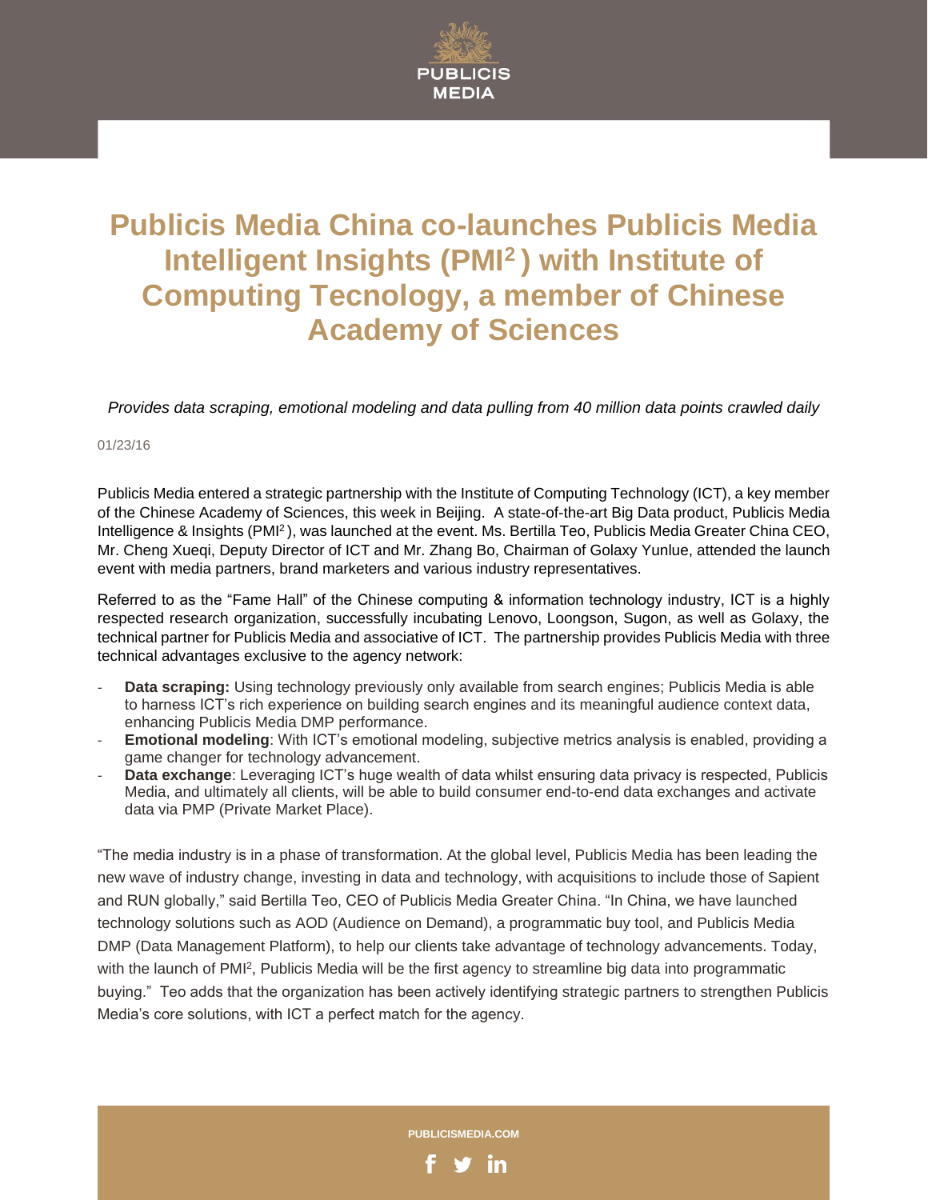# Publicis Media China co-launches Publicis Media Intelligent Insights (PMI$^2$) with Institute of Computing Tecnology, a member of Chinese Academy of Sciences

*Provides data scraping, emotional modeling and data pulling from 40 million data points crawled daily*

01/23/16

Publicis Media entered a strategic partnership with the Institute of Computing Technology (ICT), a key member of the Chinese Academy of Sciences, this week in Beijing. A state-of-the-art Big Data product, Publicis Media Intelligence & Insights (PMI$^2$), was launched at the event. Ms. Bertilla Teo, Publicis Media Greater China CEO, Mr. Cheng Xueqi, Deputy Director of ICT and Mr. Zhang Bo, Chairman of Golaxy Yunlue, attended the launch event with media partners, brand marketers and various industry representatives.

Referred to as the "Fame Hall" of the Chinese computing & information technology industry, ICT is a highly respected research organization, successfully incubating Lenovo, Loongson, Sugon, as well as Golaxy, the technical partner for Publicis Media and associative of ICT. The partnership provides Publicis Media with three technical advantages exclusive to the agency network:

- **Data scraping:** Using technology previously only available from search engines; Publicis Media is able to harness ICT's rich experience on building search engines and its meaningful audience context data, enhancing Publicis Media DMP performance.
- **Emotional modeling**: With ICT's emotional modeling, subjective metrics analysis is enabled, providing a game changer for technology advancement.
- **Data exchange**: Leveraging ICT's huge wealth of data whilst ensuring data privacy is respected, Publicis Media, and ultimately all clients, will be able to build consumer end-to-end data exchanges and activate data via PMP (Private Market Place).

"The media industry is in a phase of transformation. At the global level, Publicis Media has been leading the new wave of industry change, investing in data and technology, with acquisitions to include those of Sapient and RUN globally," said Bertilla Teo, CEO of Publicis Media Greater China. "In China, we have launched technology solutions such as AOD (Audience on Demand), a programmatic buy tool, and Publicis Media DMP (Data Management Platform), to help our clients take advantage of technology advancements. Today, with the launch of PMI$^2$, Publicis Media will be the first agency to streamline big data into programmatic buying." Teo adds that the organization has been actively identifying strategic partners to strengthen Publicis Media's core solutions, with ICT a perfect match for the agency.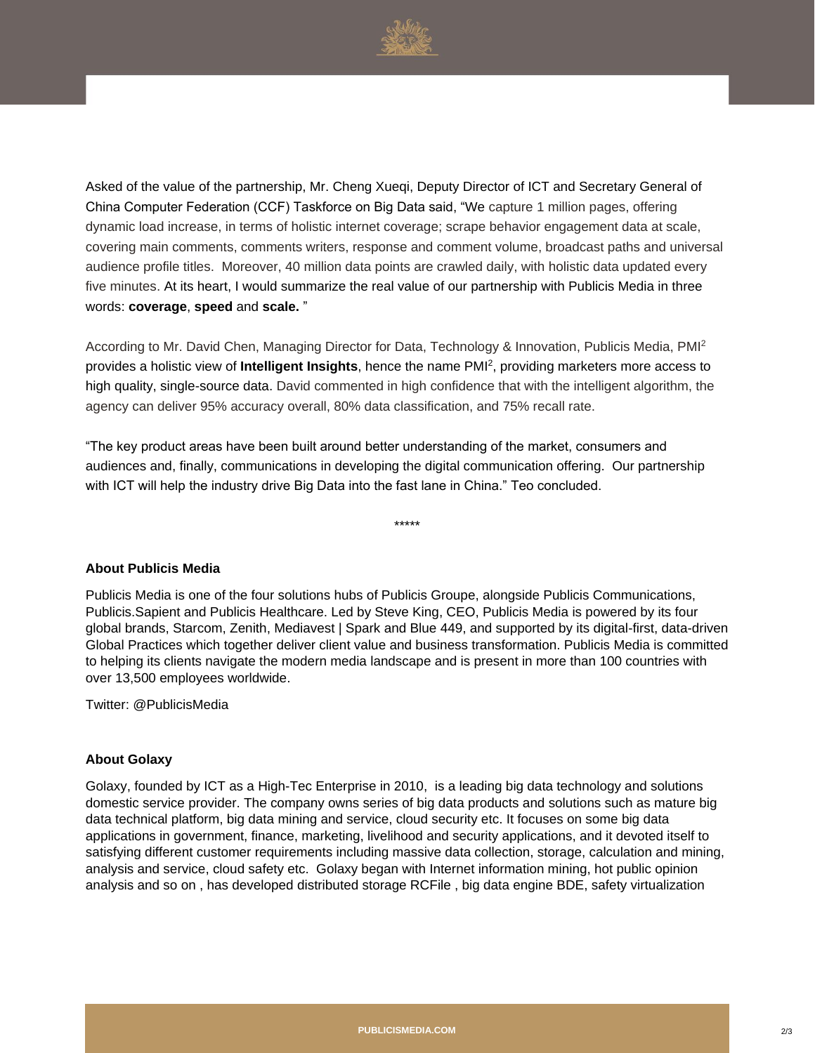Asked of the value of the partnership, Mr. Cheng Xueqi, Deputy Director of ICT and Secretary General of China Computer Federation (CCF) Taskforce on Big Data said, "We capture 1 million pages, offering dynamic load increase, in terms of holistic internet coverage; scrape behavior engagement data at scale, covering main comments, comments writers, response and comment volume, broadcast paths and universal audience profile titles. Moreover, 40 million data points are crawled daily, with holistic data updated every five minutes. At its heart, I would summarize the real value of our partnership with Publicis Media in three words: **coverage**, **speed** and **scale.** "

According to Mr. David Chen, Managing Director for Data, Technology & Innovation, Publicis Media, $PMI^2$ provides a holistic view of **Intelligent Insights**, hence the name $PMI^2$, providing marketers more access to high quality, single-source data. David commented in high confidence that with the intelligent algorithm, the agency can deliver 95% accuracy overall, 80% data classification, and 75% recall rate.

"The key product areas have been built around better understanding of the market, consumers and audiences and, finally, communications in developing the digital communication offering. Our partnership with ICT will help the industry drive Big Data into the fast lane in China." Teo concluded.

*****

**About Publicis Media**

Publicis Media is one of the four solutions hubs of Publicis Groupe, alongside Publicis Communications, Publicis.Sapient and Publicis Healthcare. Led by Steve King, CEO, Publicis Media is powered by its four global brands, Starcom, Zenith, Mediavest | Spark and Blue 449, and supported by its digital-first, data-driven Global Practices which together deliver client value and business transformation. Publicis Media is committed to helping its clients navigate the modern media landscape and is present in more than 100 countries with over 13,500 employees worldwide.

Twitter: @PublicisMedia

**About Golaxy**

Golaxy, founded by ICT as a High-Tec Enterprise in 2010, is a leading big data technology and solutions domestic service provider. The company owns series of big data products and solutions such as mature big data technical platform, big data mining and service, cloud security etc. It focuses on some big data applications in government, finance, marketing, livelihood and security applications, and it devoted itself to satisfying different customer requirements including massive data collection, storage, calculation and mining, analysis and service, cloud safety etc. Golaxy began with Internet information mining, hot public opinion analysis and so on , has developed distributed storage RCFile , big data engine BDE, safety virtualization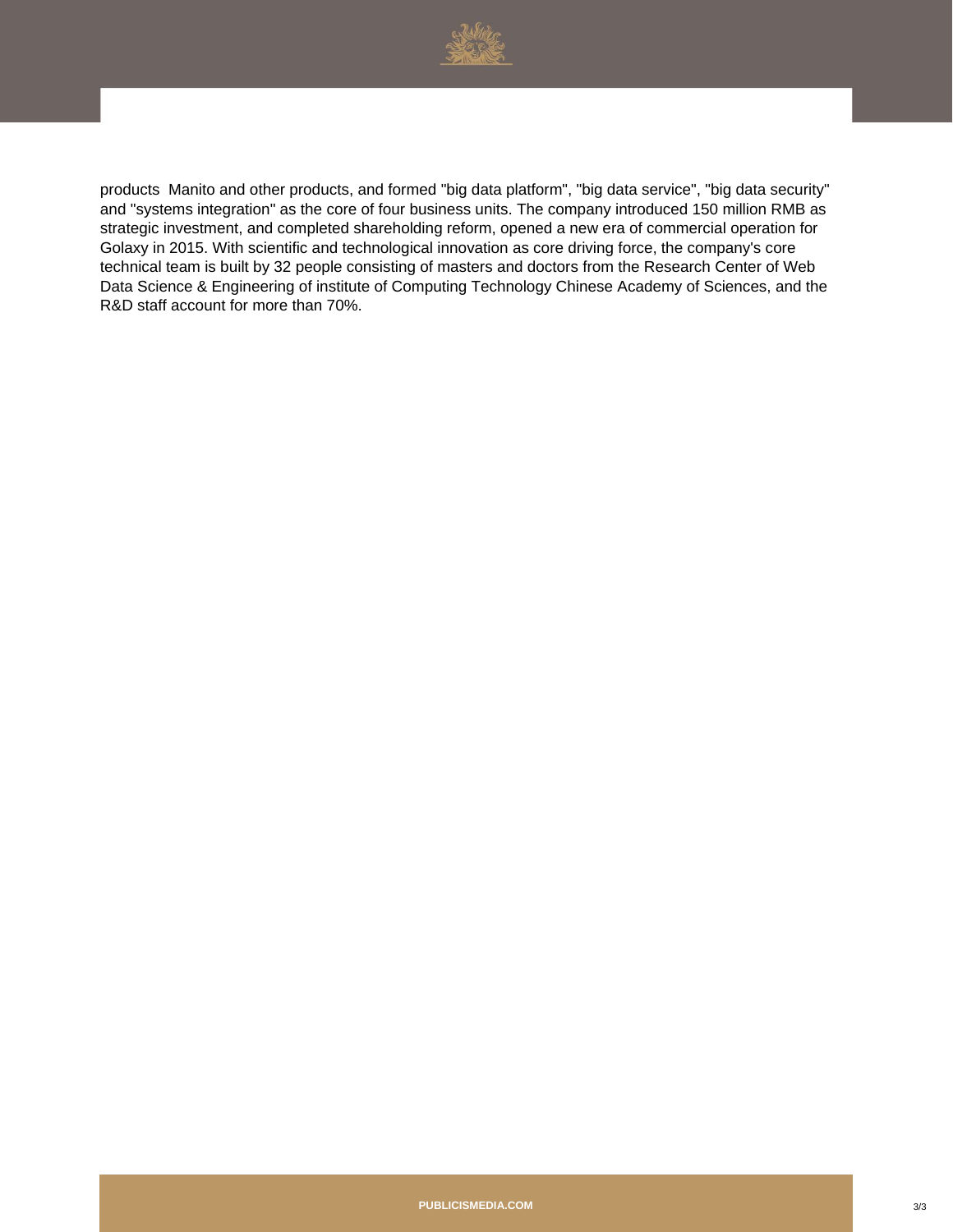products  Manito and other products, and formed "big data platform", "big data service", "big data security" and "systems integration" as the core of four business units. The company introduced 150 million RMB as strategic investment, and completed shareholding reform, opened a new era of commercial operation for Golaxy in 2015. With scientific and technological innovation as core driving force, the company's core technical team is built by 32 people consisting of masters and doctors from the Research Center of Web Data Science & Engineering of institute of Computing Technology Chinese Academy of Sciences, and the R&D staff account for more than 70%.